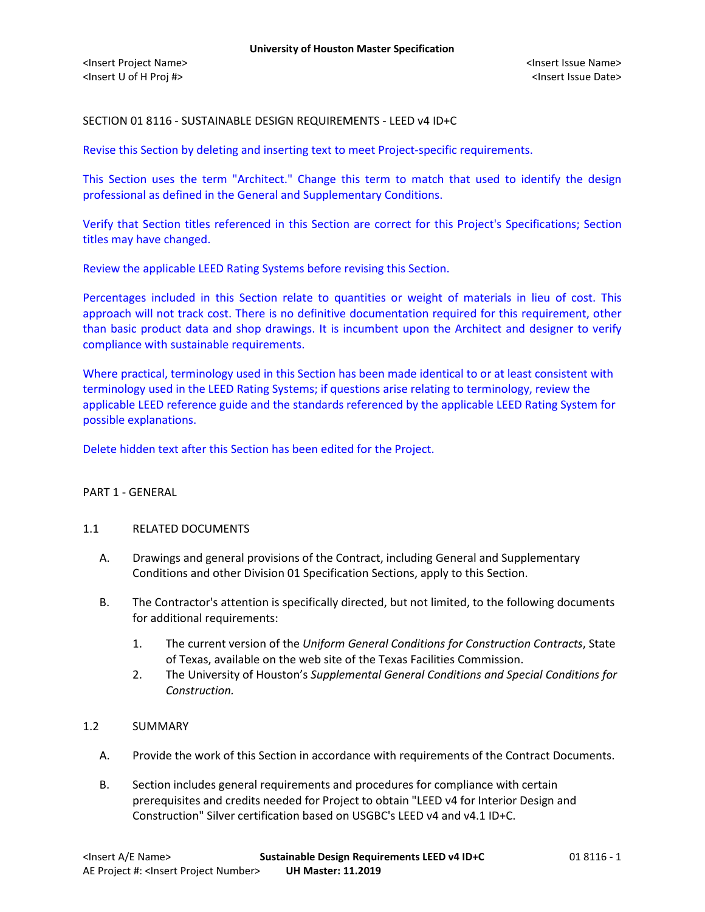SECTION 01 8116 - SUSTAINABLE DESIGN REQUIREMENTS - LEED v4 ID+C

Revise this Section by deleting and inserting text to meet Project-specific requirements.

This Section uses the term "Architect." Change this term to match that used to identify the design professional as defined in the General and Supplementary Conditions.

Verify that Section titles referenced in this Section are correct for this Project's Specifications; Section titles may have changed.

Review the applicable LEED Rating Systems before revising this Section.

Percentages included in this Section relate to quantities or weight of materials in lieu of cost. This approach will not track cost. There is no definitive documentation required for this requirement, other than basic product data and shop drawings. It is incumbent upon the Architect and designer to verify compliance with sustainable requirements.

Where practical, terminology used in this Section has been made identical to or at least consistent with terminology used in the LEED Rating Systems; if questions arise relating to terminology, review the applicable LEED reference guide and the standards referenced by the applicable LEED Rating System for possible explanations.

Delete hidden text after this Section has been edited for the Project.

## PART 1 - GENERAL

### 1.1 RELATED DOCUMENTS

A. Drawings and general provisions of the Contract, including General and Supplementary Conditions and other Division 01 Specification Sections, apply to this Section.

B. The Contractor's attention is specifically directed, but not limited, to the following documents for additional requirements:

1. The current version of the *Uniform General Conditions for Construction Contracts*, State of Texas, available on the web site of the Texas Facilities Commission.
2. The University of Houston's *Supplemental General Conditions and Special Conditions for Construction.*

### 1.2 SUMMARY

A. Provide the work of this Section in accordance with requirements of the Contract Documents.

B. Section includes general requirements and procedures for compliance with certain prerequisites and credits needed for Project to obtain "LEED v4 for Interior Design and Construction" Silver certification based on USGBC's LEED v4 and v4.1 ID+C.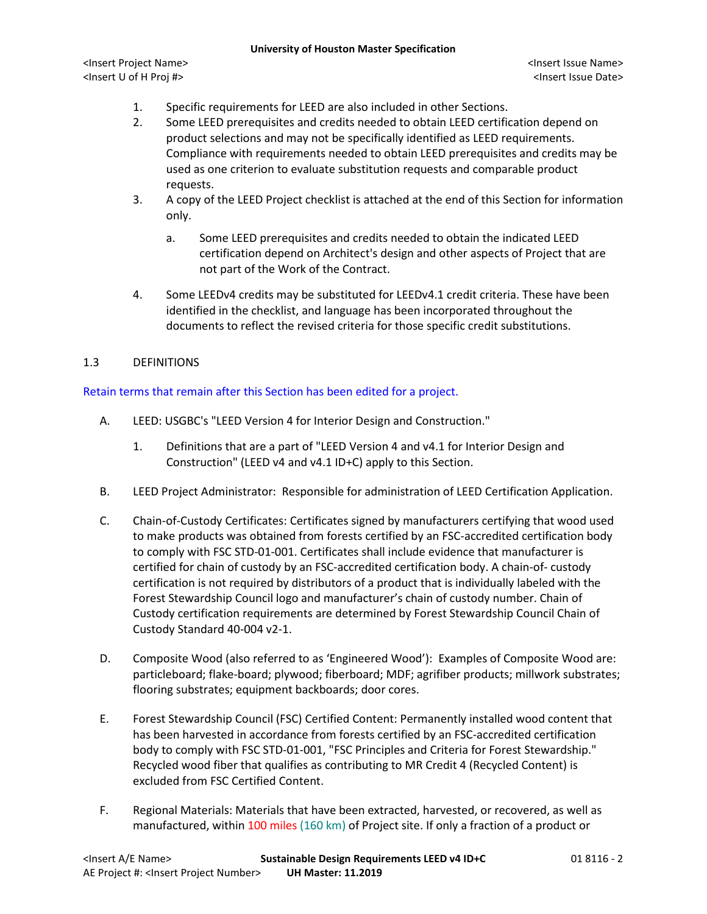1. Specific requirements for LEED are also included in other Sections.
2. Some LEED prerequisites and credits needed to obtain LEED certification depend on product selections and may not be specifically identified as LEED requirements. Compliance with requirements needed to obtain LEED prerequisites and credits may be used as one criterion to evaluate substitution requests and comparable product requests.
3. A copy of the LEED Project checklist is attached at the end of this Section for information only.
   a. Some LEED prerequisites and credits needed to obtain the indicated LEED certification depend on Architect's design and other aspects of Project that are not part of the Work of the Contract.
4. Some LEEDv4 credits may be substituted for LEEDv4.1 credit criteria. These have been identified in the checklist, and language has been incorporated throughout the documents to reflect the revised criteria for those specific credit substitutions.

## 1.3 DEFINITIONS

Retain terms that remain after this Section has been edited for a project.

A. LEED: USGBC's "LEED Version 4 for Interior Design and Construction."
   1. Definitions that are a part of "LEED Version 4 and v4.1 for Interior Design and Construction" (LEED v4 and v4.1 ID+C) apply to this Section.

B. LEED Project Administrator: Responsible for administration of LEED Certification Application.

C. Chain-of-Custody Certificates: Certificates signed by manufacturers certifying that wood used to make products was obtained from forests certified by an FSC-accredited certification body to comply with FSC STD-01-001. Certificates shall include evidence that manufacturer is certified for chain of custody by an FSC-accredited certification body. A chain-of- custody certification is not required by distributors of a product that is individually labeled with the Forest Stewardship Council logo and manufacturer's chain of custody number. Chain of Custody certification requirements are determined by Forest Stewardship Council Chain of Custody Standard 40-004 v2-1.

D. Composite Wood (also referred to as 'Engineered Wood'): Examples of Composite Wood are: particleboard; flake-board; plywood; fiberboard; MDF; agrifiber products; millwork substrates; flooring substrates; equipment backboards; door cores.

E. Forest Stewardship Council (FSC) Certified Content: Permanently installed wood content that has been harvested in accordance from forests certified by an FSC-accredited certification body to comply with FSC STD-01-001, "FSC Principles and Criteria for Forest Stewardship." Recycled wood fiber that qualifies as contributing to MR Credit 4 (Recycled Content) is excluded from FSC Certified Content.

F. Regional Materials: Materials that have been extracted, harvested, or recovered, as well as manufactured, within 100 miles (160 km) of Project site. If only a fraction of a product or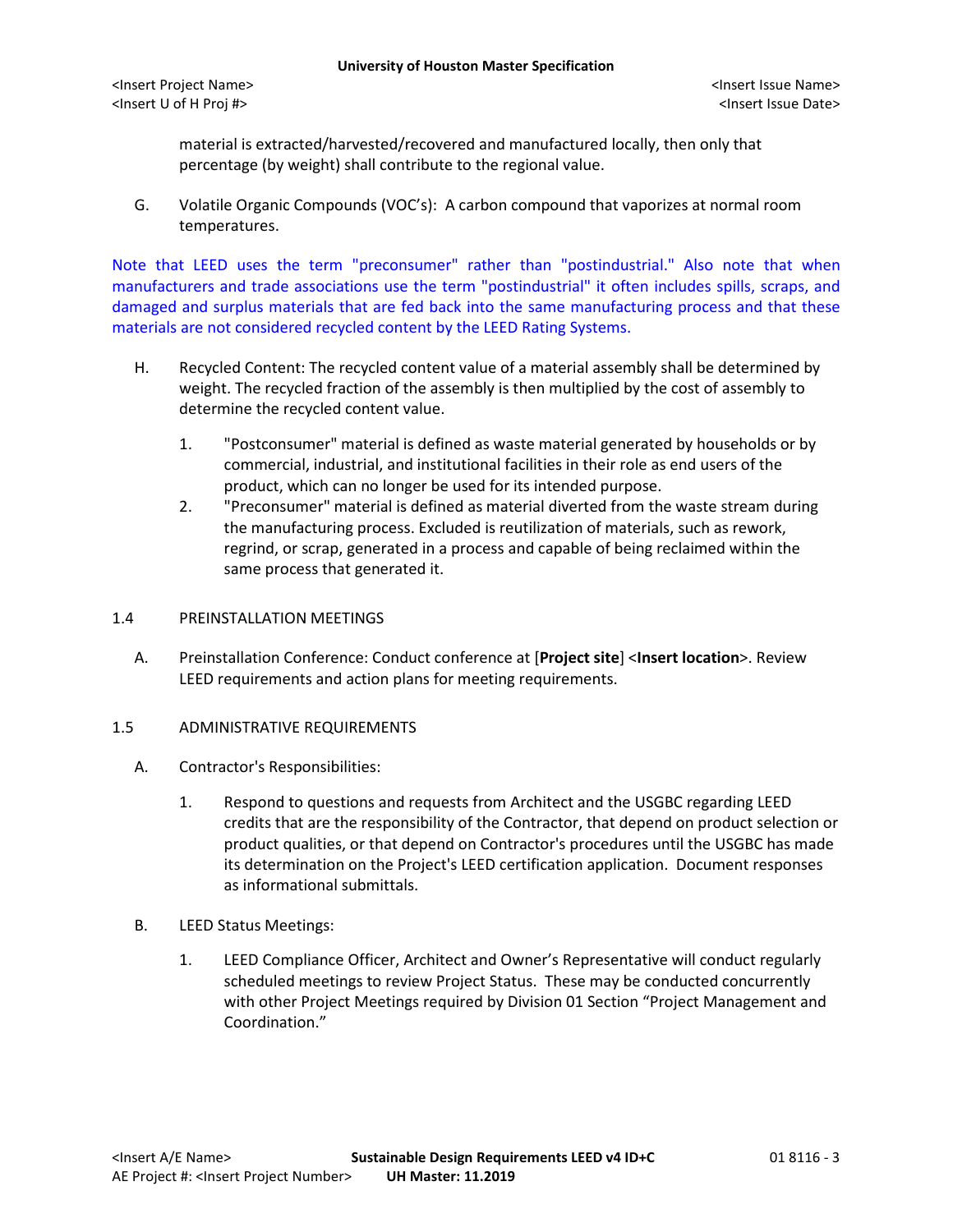material is extracted/harvested/recovered and manufactured locally, then only that percentage (by weight) shall contribute to the regional value.

G. Volatile Organic Compounds (VOC's): A carbon compound that vaporizes at normal room temperatures.

Note that LEED uses the term "preconsumer" rather than "postindustrial." Also note that when manufacturers and trade associations use the term "postindustrial" it often includes spills, scraps, and damaged and surplus materials that are fed back into the same manufacturing process and that these materials are not considered recycled content by the LEED Rating Systems.

H. Recycled Content: The recycled content value of a material assembly shall be determined by weight. The recycled fraction of the assembly is then multiplied by the cost of assembly to determine the recycled content value.

1. "Postconsumer" material is defined as waste material generated by households or by commercial, industrial, and institutional facilities in their role as end users of the product, which can no longer be used for its intended purpose.
2. "Preconsumer" material is defined as material diverted from the waste stream during the manufacturing process. Excluded is reutilization of materials, such as rework, regrind, or scrap, generated in a process and capable of being reclaimed within the same process that generated it.

## 1.4 PREINSTALLATION MEETINGS

A. Preinstallation Conference: Conduct conference at [**Project site**] <**Insert location**>. Review LEED requirements and action plans for meeting requirements.

## 1.5 ADMINISTRATIVE REQUIREMENTS

A. Contractor's Responsibilities:

1. Respond to questions and requests from Architect and the USGBC regarding LEED credits that are the responsibility of the Contractor, that depend on product selection or product qualities, or that depend on Contractor's procedures until the USGBC has made its determination on the Project's LEED certification application. Document responses as informational submittals.

B. LEED Status Meetings:

1. LEED Compliance Officer, Architect and Owner's Representative will conduct regularly scheduled meetings to review Project Status. These may be conducted concurrently with other Project Meetings required by Division 01 Section "Project Management and Coordination."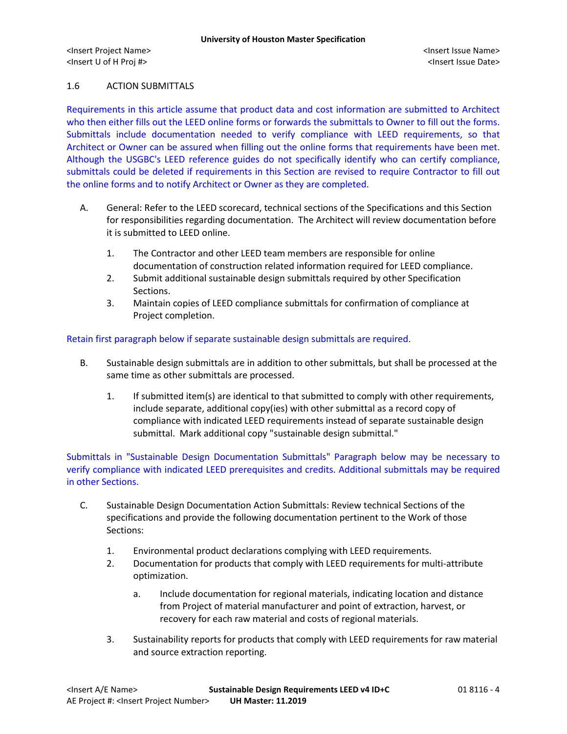## 1.6 ACTION SUBMITTALS

Requirements in this article assume that product data and cost information are submitted to Architect who then either fills out the LEED online forms or forwards the submittals to Owner to fill out the forms. Submittals include documentation needed to verify compliance with LEED requirements, so that Architect or Owner can be assured when filling out the online forms that requirements have been met. Although the USGBC's LEED reference guides do not specifically identify who can certify compliance, submittals could be deleted if requirements in this Section are revised to require Contractor to fill out the online forms and to notify Architect or Owner as they are completed.

A. General: Refer to the LEED scorecard, technical sections of the Specifications and this Section for responsibilities regarding documentation. The Architect will review documentation before it is submitted to LEED online.

   1. The Contractor and other LEED team members are responsible for online documentation of construction related information required for LEED compliance.
   2. Submit additional sustainable design submittals required by other Specification Sections.
   3. Maintain copies of LEED compliance submittals for confirmation of compliance at Project completion.

Retain first paragraph below if separate sustainable design submittals are required.

B. Sustainable design submittals are in addition to other submittals, but shall be processed at the same time as other submittals are processed.

   1. If submitted item(s) are identical to that submitted to comply with other requirements, include separate, additional copy(ies) with other submittal as a record copy of compliance with indicated LEED requirements instead of separate sustainable design submittal. Mark additional copy "sustainable design submittal."

Submittals in "Sustainable Design Documentation Submittals" Paragraph below may be necessary to verify compliance with indicated LEED prerequisites and credits. Additional submittals may be required in other Sections.

C. Sustainable Design Documentation Action Submittals: Review technical Sections of the specifications and provide the following documentation pertinent to the Work of those Sections:

   1. Environmental product declarations complying with LEED requirements.
   2. Documentation for products that comply with LEED requirements for multi-attribute optimization.
      a. Include documentation for regional materials, indicating location and distance from Project of material manufacturer and point of extraction, harvest, or recovery for each raw material and costs of regional materials.
   3. Sustainability reports for products that comply with LEED requirements for raw material and source extraction reporting.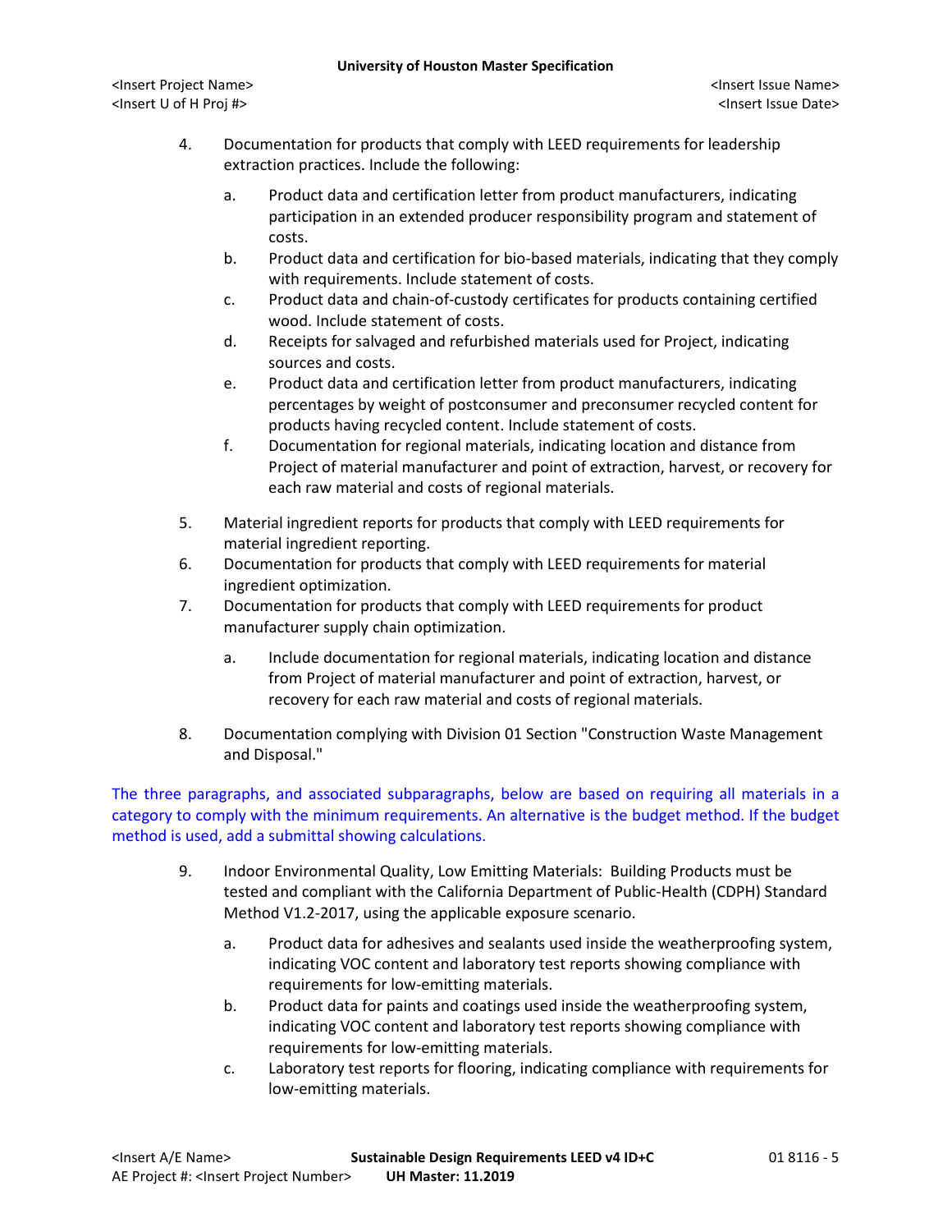4. Documentation for products that comply with LEED requirements for leadership extraction practices. Include the following:

   a. Product data and certification letter from product manufacturers, indicating participation in an extended producer responsibility program and statement of costs.
   b. Product data and certification for bio-based materials, indicating that they comply with requirements. Include statement of costs.
   c. Product data and chain-of-custody certificates for products containing certified wood. Include statement of costs.
   d. Receipts for salvaged and refurbished materials used for Project, indicating sources and costs.
   e. Product data and certification letter from product manufacturers, indicating percentages by weight of postconsumer and preconsumer recycled content for products having recycled content. Include statement of costs.
   f. Documentation for regional materials, indicating location and distance from Project of material manufacturer and point of extraction, harvest, or recovery for each raw material and costs of regional materials.

5. Material ingredient reports for products that comply with LEED requirements for material ingredient reporting.
6. Documentation for products that comply with LEED requirements for material ingredient optimization.
7. Documentation for products that comply with LEED requirements for product manufacturer supply chain optimization.

   a. Include documentation for regional materials, indicating location and distance from Project of material manufacturer and point of extraction, harvest, or recovery for each raw material and costs of regional materials.

8. Documentation complying with Division 01 Section "Construction Waste Management and Disposal."

The three paragraphs, and associated subparagraphs, below are based on requiring all materials in a category to comply with the minimum requirements. An alternative is the budget method. If the budget method is used, add a submittal showing calculations.

9. Indoor Environmental Quality, Low Emitting Materials: Building Products must be tested and compliant with the California Department of Public-Health (CDPH) Standard Method V1.2-2017, using the applicable exposure scenario.

   a. Product data for adhesives and sealants used inside the weatherproofing system, indicating VOC content and laboratory test reports showing compliance with requirements for low-emitting materials.
   b. Product data for paints and coatings used inside the weatherproofing system, indicating VOC content and laboratory test reports showing compliance with requirements for low-emitting materials.
   c. Laboratory test reports for flooring, indicating compliance with requirements for low-emitting materials.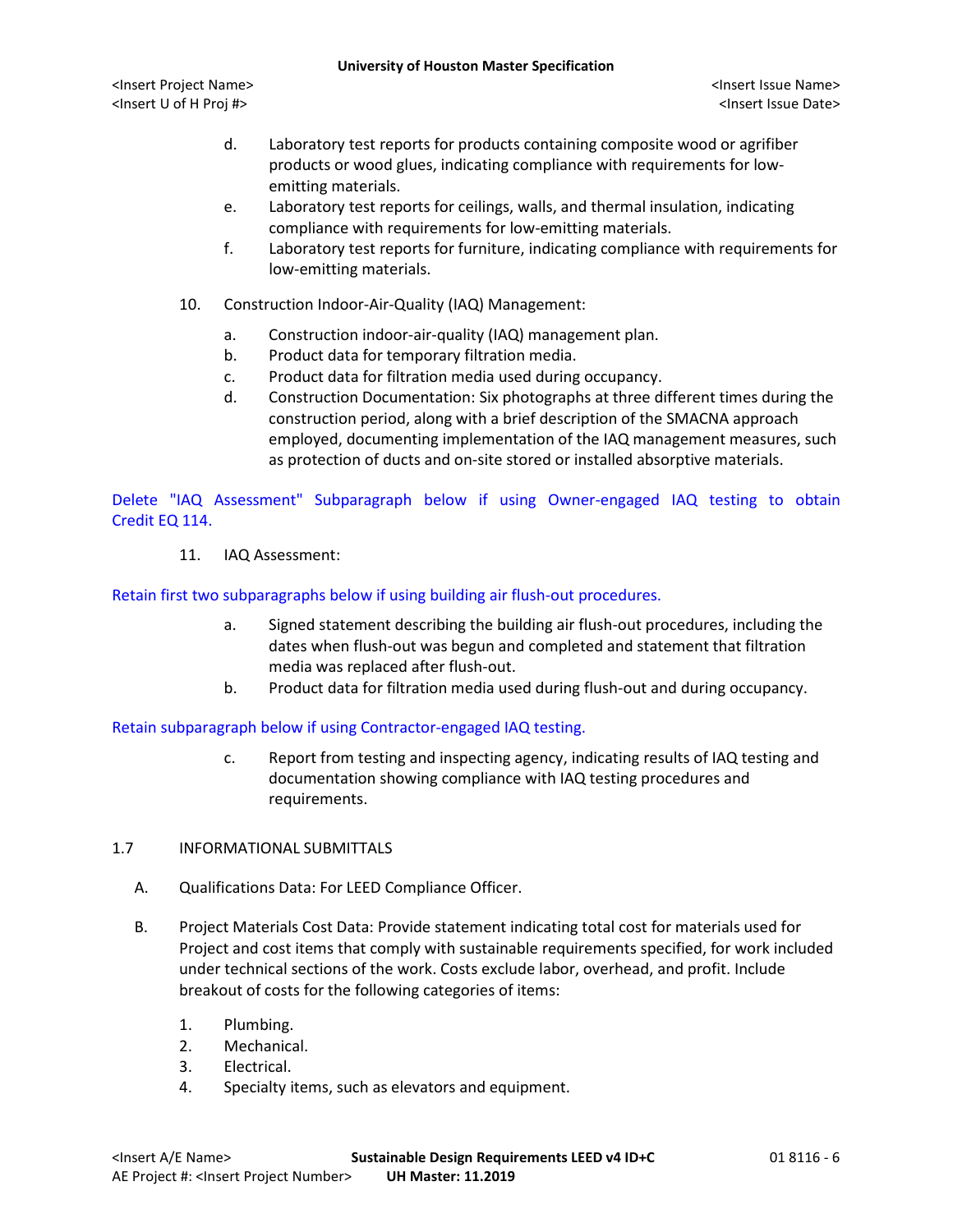d. Laboratory test reports for products containing composite wood or agrifiber products or wood glues, indicating compliance with requirements for low-emitting materials.

e. Laboratory test reports for ceilings, walls, and thermal insulation, indicating compliance with requirements for low-emitting materials.

f. Laboratory test reports for furniture, indicating compliance with requirements for low-emitting materials.

10. Construction Indoor-Air-Quality (IAQ) Management:

a. Construction indoor-air-quality (IAQ) management plan.
b. Product data for temporary filtration media.
c. Product data for filtration media used during occupancy.
d. Construction Documentation: Six photographs at three different times during the construction period, along with a brief description of the SMACNA approach employed, documenting implementation of the IAQ management measures, such as protection of ducts and on-site stored or installed absorptive materials.

Delete "IAQ Assessment" Subparagraph below if using Owner-engaged IAQ testing to obtain Credit EQ 114.

11. IAQ Assessment:

Retain first two subparagraphs below if using building air flush-out procedures.

a. Signed statement describing the building air flush-out procedures, including the dates when flush-out was begun and completed and statement that filtration media was replaced after flush-out.
b. Product data for filtration media used during flush-out and during occupancy.

Retain subparagraph below if using Contractor-engaged IAQ testing.

c. Report from testing and inspecting agency, indicating results of IAQ testing and documentation showing compliance with IAQ testing procedures and requirements.

## 1.7 INFORMATIONAL SUBMITTALS

A. Qualifications Data: For LEED Compliance Officer.

B. Project Materials Cost Data: Provide statement indicating total cost for materials used for Project and cost items that comply with sustainable requirements specified, for work included under technical sections of the work. Costs exclude labor, overhead, and profit. Include breakout of costs for the following categories of items:

1. Plumbing.
2. Mechanical.
3. Electrical.
4. Specialty items, such as elevators and equipment.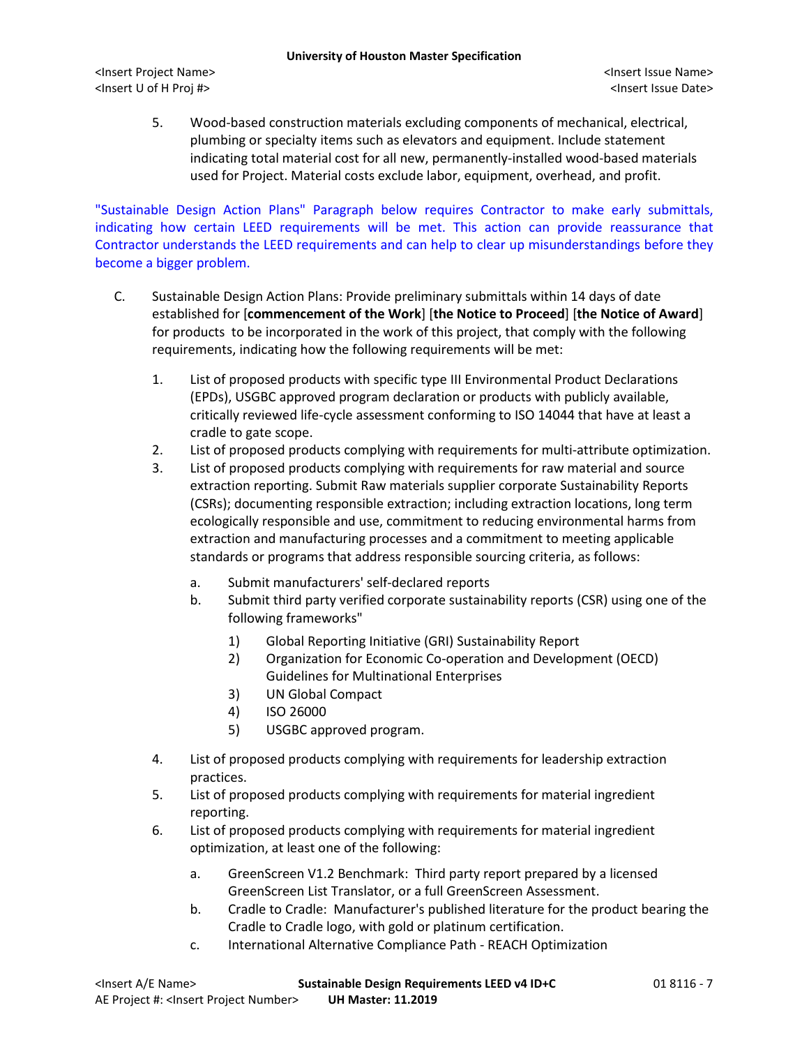5. Wood-based construction materials excluding components of mechanical, electrical, plumbing or specialty items such as elevators and equipment. Include statement indicating total material cost for all new, permanently-installed wood-based materials used for Project. Material costs exclude labor, equipment, overhead, and profit.

"Sustainable Design Action Plans" Paragraph below requires Contractor to make early submittals, indicating how certain LEED requirements will be met. This action can provide reassurance that Contractor understands the LEED requirements and can help to clear up misunderstandings before they become a bigger problem.

C. Sustainable Design Action Plans: Provide preliminary submittals within 14 days of date established for [**commencement of the Work**] [**the Notice to Proceed**] [**the Notice of Award**] for products to be incorporated in the work of this project, that comply with the following requirements, indicating how the following requirements will be met:

   1. List of proposed products with specific type III Environmental Product Declarations (EPDs), USGBC approved program declaration or products with publicly available, critically reviewed life-cycle assessment conforming to ISO 14044 that have at least a cradle to gate scope.
   2. List of proposed products complying with requirements for multi-attribute optimization.
   3. List of proposed products complying with requirements for raw material and source extraction reporting. Submit Raw materials supplier corporate Sustainability Reports (CSRs); documenting responsible extraction; including extraction locations, long term ecologically responsible and use, commitment to reducing environmental harms from extraction and manufacturing processes and a commitment to meeting applicable standards or programs that address responsible sourcing criteria, as follows:

      a. Submit manufacturers' self-declared reports
      b. Submit third party verified corporate sustainability reports (CSR) using one of the following frameworks"

         1) Global Reporting Initiative (GRI) Sustainability Report
         2) Organization for Economic Co-operation and Development (OECD) Guidelines for Multinational Enterprises
         3) UN Global Compact
         4) ISO 26000
         5) USGBC approved program.

   4. List of proposed products complying with requirements for leadership extraction practices.
   5. List of proposed products complying with requirements for material ingredient reporting.
   6. List of proposed products complying with requirements for material ingredient optimization, at least one of the following:

      a. GreenScreen V1.2 Benchmark: Third party report prepared by a licensed GreenScreen List Translator, or a full GreenScreen Assessment.
      b. Cradle to Cradle: Manufacturer's published literature for the product bearing the Cradle to Cradle logo, with gold or platinum certification.
      c. International Alternative Compliance Path - REACH Optimization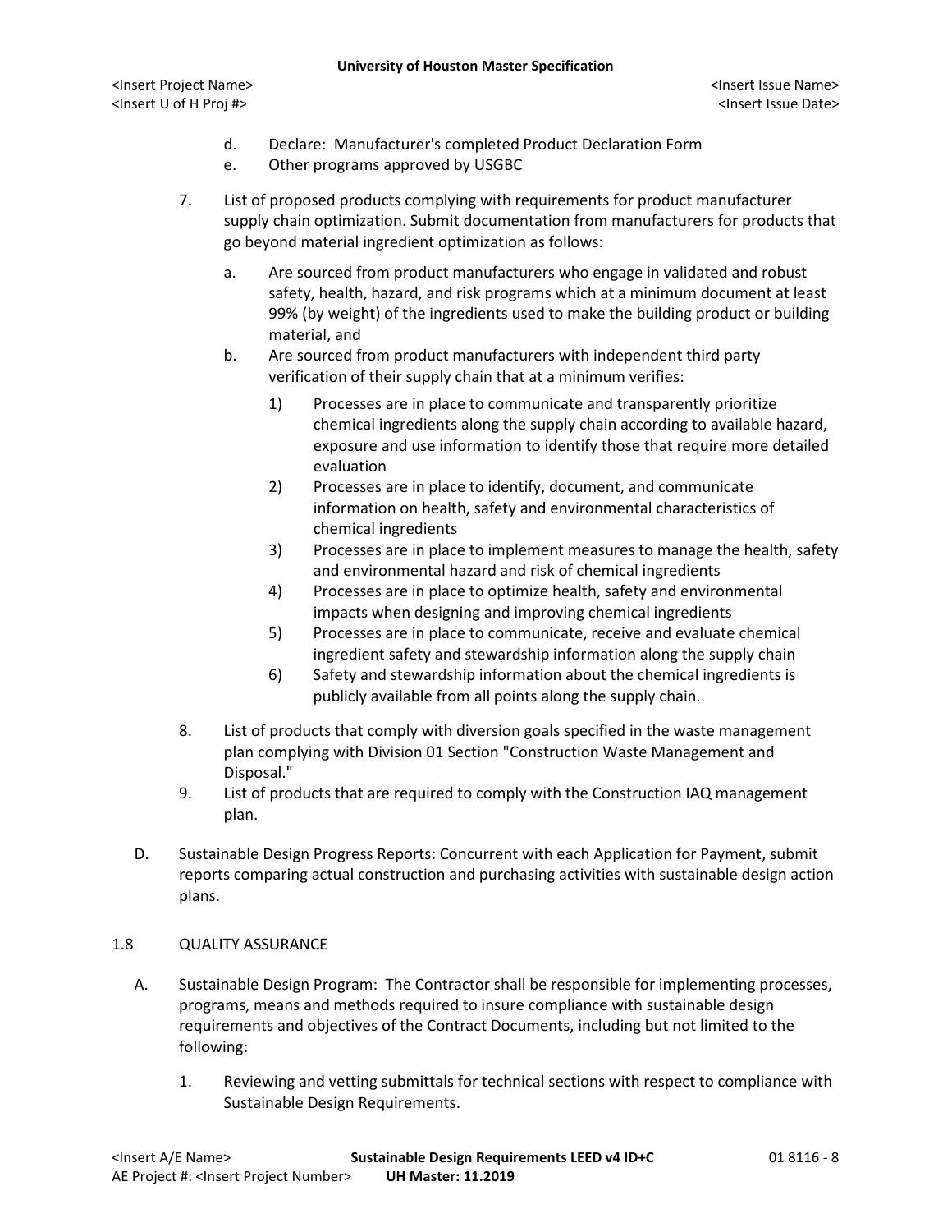d. Declare: Manufacturer's completed Product Declaration Form
e. Other programs approved by USGBC

7. List of proposed products complying with requirements for product manufacturer supply chain optimization. Submit documentation from manufacturers for products that go beyond material ingredient optimization as follows:

   a. Are sourced from product manufacturers who engage in validated and robust safety, health, hazard, and risk programs which at a minimum document at least 99% (by weight) of the ingredients used to make the building product or building material, and
   b. Are sourced from product manufacturers with independent third party verification of their supply chain that at a minimum verifies:

      1) Processes are in place to communicate and transparently prioritize chemical ingredients along the supply chain according to available hazard, exposure and use information to identify those that require more detailed evaluation
      2) Processes are in place to identify, document, and communicate information on health, safety and environmental characteristics of chemical ingredients
      3) Processes are in place to implement measures to manage the health, safety and environmental hazard and risk of chemical ingredients
      4) Processes are in place to optimize health, safety and environmental impacts when designing and improving chemical ingredients
      5) Processes are in place to communicate, receive and evaluate chemical ingredient safety and stewardship information along the supply chain
      6) Safety and stewardship information about the chemical ingredients is publicly available from all points along the supply chain.

8. List of products that comply with diversion goals specified in the waste management plan complying with Division 01 Section "Construction Waste Management and Disposal."
9. List of products that are required to comply with the Construction IAQ management plan.

D. Sustainable Design Progress Reports: Concurrent with each Application for Payment, submit reports comparing actual construction and purchasing activities with sustainable design action plans.

## 1.8 QUALITY ASSURANCE

A. Sustainable Design Program: The Contractor shall be responsible for implementing processes, programs, means and methods required to insure compliance with sustainable design requirements and objectives of the Contract Documents, including but not limited to the following:

   1. Reviewing and vetting submittals for technical sections with respect to compliance with Sustainable Design Requirements.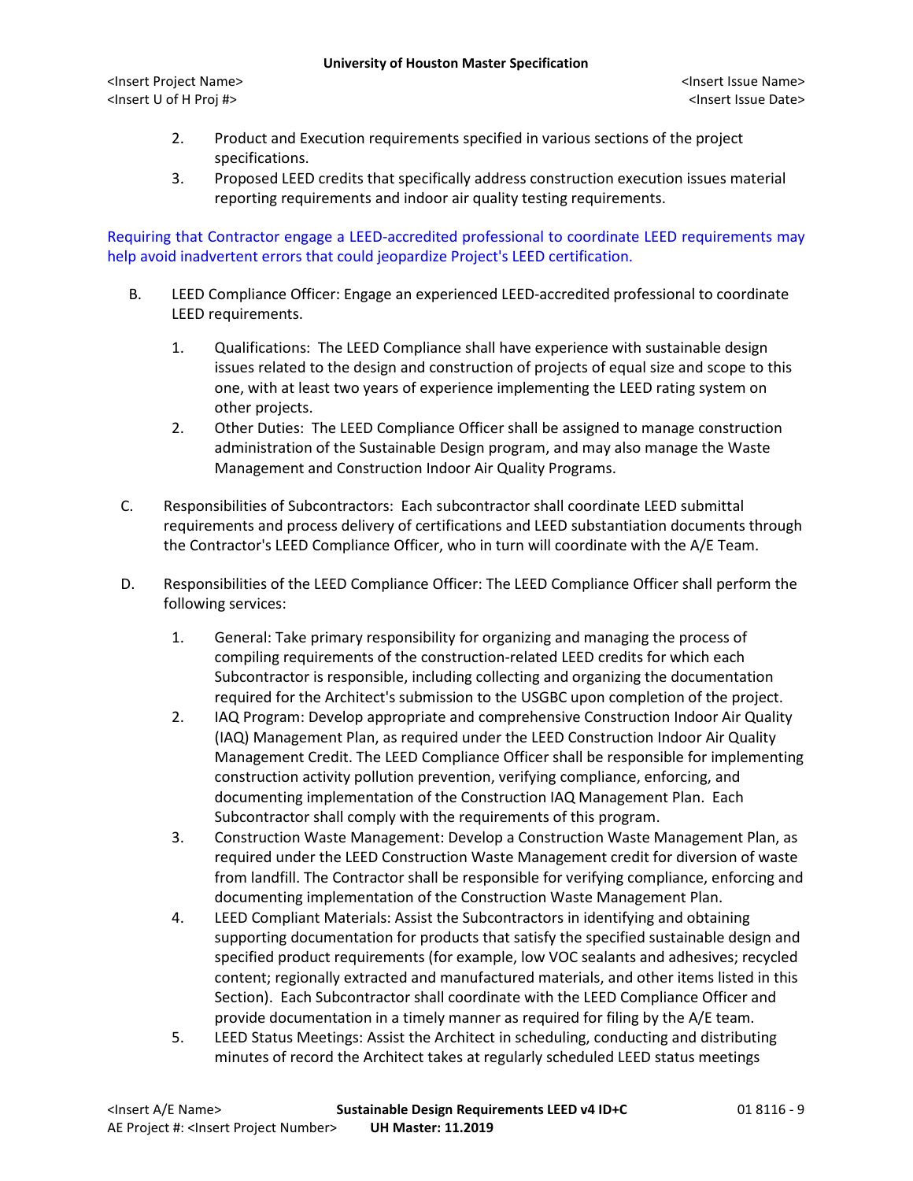2. Product and Execution requirements specified in various sections of the project specifications.
3. Proposed LEED credits that specifically address construction execution issues material reporting requirements and indoor air quality testing requirements.

Requiring that Contractor engage a LEED-accredited professional to coordinate LEED requirements may help avoid inadvertent errors that could jeopardize Project's LEED certification.

B. LEED Compliance Officer: Engage an experienced LEED-accredited professional to coordinate LEED requirements.

   1. Qualifications: The LEED Compliance shall have experience with sustainable design issues related to the design and construction of projects of equal size and scope to this one, with at least two years of experience implementing the LEED rating system on other projects.
   2. Other Duties: The LEED Compliance Officer shall be assigned to manage construction administration of the Sustainable Design program, and may also manage the Waste Management and Construction Indoor Air Quality Programs.

C. Responsibilities of Subcontractors: Each subcontractor shall coordinate LEED submittal requirements and process delivery of certifications and LEED substantiation documents through the Contractor's LEED Compliance Officer, who in turn will coordinate with the A/E Team.

D. Responsibilities of the LEED Compliance Officer: The LEED Compliance Officer shall perform the following services:

   1. General: Take primary responsibility for organizing and managing the process of compiling requirements of the construction-related LEED credits for which each Subcontractor is responsible, including collecting and organizing the documentation required for the Architect's submission to the USGBC upon completion of the project.
   2. IAQ Program: Develop appropriate and comprehensive Construction Indoor Air Quality (IAQ) Management Plan, as required under the LEED Construction Indoor Air Quality Management Credit. The LEED Compliance Officer shall be responsible for implementing construction activity pollution prevention, verifying compliance, enforcing, and documenting implementation of the Construction IAQ Management Plan. Each Subcontractor shall comply with the requirements of this program.
   3. Construction Waste Management: Develop a Construction Waste Management Plan, as required under the LEED Construction Waste Management credit for diversion of waste from landfill. The Contractor shall be responsible for verifying compliance, enforcing and documenting implementation of the Construction Waste Management Plan.
   4. LEED Compliant Materials: Assist the Subcontractors in identifying and obtaining supporting documentation for products that satisfy the specified sustainable design and specified product requirements (for example, low VOC sealants and adhesives; recycled content; regionally extracted and manufactured materials, and other items listed in this Section). Each Subcontractor shall coordinate with the LEED Compliance Officer and provide documentation in a timely manner as required for filing by the A/E team.
   5. LEED Status Meetings: Assist the Architect in scheduling, conducting and distributing minutes of record the Architect takes at regularly scheduled LEED status meetings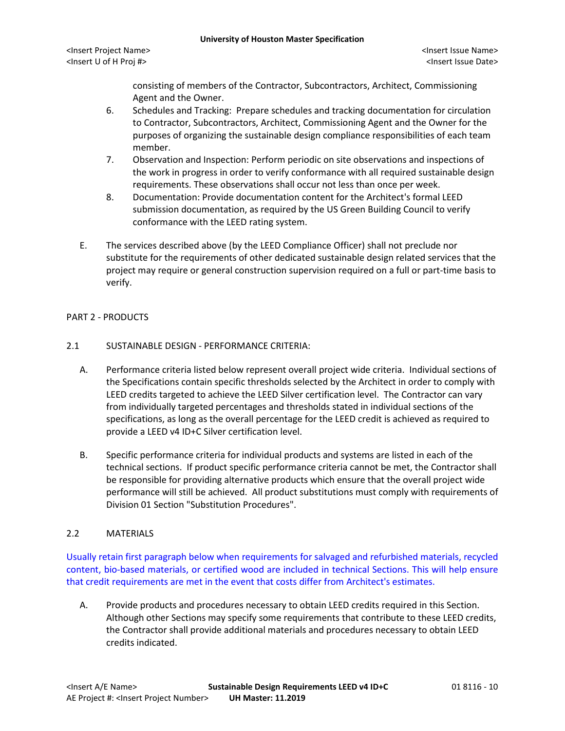consisting of members of the Contractor, Subcontractors, Architect, Commissioning Agent and the Owner.

6. Schedules and Tracking: Prepare schedules and tracking documentation for circulation to Contractor, Subcontractors, Architect, Commissioning Agent and the Owner for the purposes of organizing the sustainable design compliance responsibilities of each team member.
7. Observation and Inspection: Perform periodic on site observations and inspections of the work in progress in order to verify conformance with all required sustainable design requirements. These observations shall occur not less than once per week.
8. Documentation: Provide documentation content for the Architect's formal LEED submission documentation, as required by the US Green Building Council to verify conformance with the LEED rating system.

E. The services described above (by the LEED Compliance Officer) shall not preclude nor substitute for the requirements of other dedicated sustainable design related services that the project may require or general construction supervision required on a full or part-time basis to verify.

## PART 2 - PRODUCTS

### 2.1 SUSTAINABLE DESIGN - PERFORMANCE CRITERIA:

A. Performance criteria listed below represent overall project wide criteria. Individual sections of the Specifications contain specific thresholds selected by the Architect in order to comply with LEED credits targeted to achieve the LEED Silver certification level. The Contractor can vary from individually targeted percentages and thresholds stated in individual sections of the specifications, as long as the overall percentage for the LEED credit is achieved as required to provide a LEED v4 ID+C Silver certification level.

B. Specific performance criteria for individual products and systems are listed in each of the technical sections. If product specific performance criteria cannot be met, the Contractor shall be responsible for providing alternative products which ensure that the overall project wide performance will still be achieved. All product substitutions must comply with requirements of Division 01 Section "Substitution Procedures".

### 2.2 MATERIALS

Usually retain first paragraph below when requirements for salvaged and refurbished materials, recycled content, bio-based materials, or certified wood are included in technical Sections. This will help ensure that credit requirements are met in the event that costs differ from Architect's estimates.

A. Provide products and procedures necessary to obtain LEED credits required in this Section. Although other Sections may specify some requirements that contribute to these LEED credits, the Contractor shall provide additional materials and procedures necessary to obtain LEED credits indicated.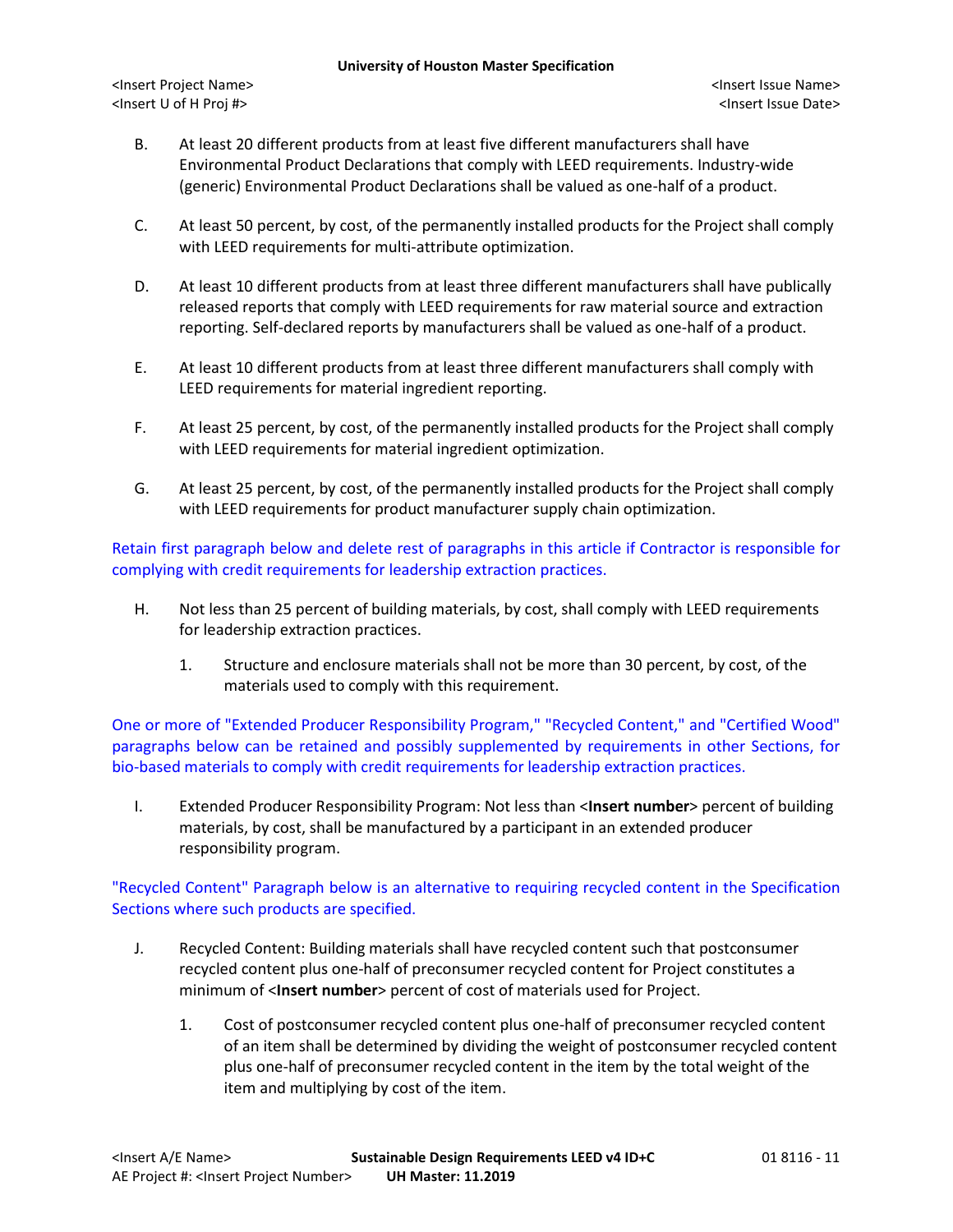B. At least 20 different products from at least five different manufacturers shall have Environmental Product Declarations that comply with LEED requirements. Industry-wide (generic) Environmental Product Declarations shall be valued as one-half of a product.

C. At least 50 percent, by cost, of the permanently installed products for the Project shall comply with LEED requirements for multi-attribute optimization.

D. At least 10 different products from at least three different manufacturers shall have publically released reports that comply with LEED requirements for raw material source and extraction reporting. Self-declared reports by manufacturers shall be valued as one-half of a product.

E. At least 10 different products from at least three different manufacturers shall comply with LEED requirements for material ingredient reporting.

F. At least 25 percent, by cost, of the permanently installed products for the Project shall comply with LEED requirements for material ingredient optimization.

G. At least 25 percent, by cost, of the permanently installed products for the Project shall comply with LEED requirements for product manufacturer supply chain optimization.

Retain first paragraph below and delete rest of paragraphs in this article if Contractor is responsible for complying with credit requirements for leadership extraction practices.

H. Not less than 25 percent of building materials, by cost, shall comply with LEED requirements for leadership extraction practices.

   1. Structure and enclosure materials shall not be more than 30 percent, by cost, of the materials used to comply with this requirement.

One or more of "Extended Producer Responsibility Program," "Recycled Content," and "Certified Wood" paragraphs below can be retained and possibly supplemented by requirements in other Sections, for bio-based materials to comply with credit requirements for leadership extraction practices.

I. Extended Producer Responsibility Program: Not less than <**Insert number**> percent of building materials, by cost, shall be manufactured by a participant in an extended producer responsibility program.

"Recycled Content" Paragraph below is an alternative to requiring recycled content in the Specification Sections where such products are specified.

J. Recycled Content: Building materials shall have recycled content such that postconsumer recycled content plus one-half of preconsumer recycled content for Project constitutes a minimum of <**Insert number**> percent of cost of materials used for Project.

   1. Cost of postconsumer recycled content plus one-half of preconsumer recycled content of an item shall be determined by dividing the weight of postconsumer recycled content plus one-half of preconsumer recycled content in the item by the total weight of the item and multiplying by cost of the item.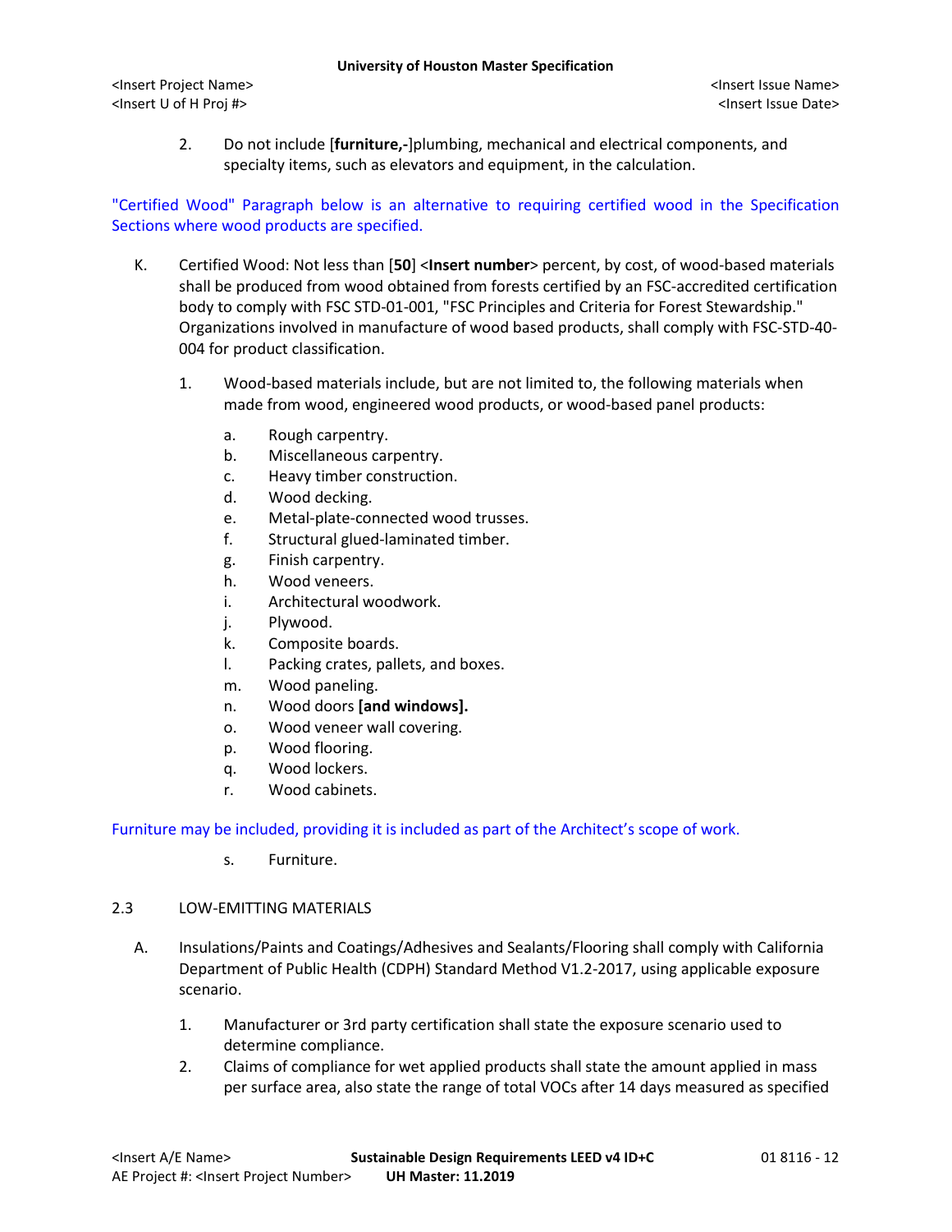2. Do not include [**furniture,-**]plumbing, mechanical and electrical components, and specialty items, such as elevators and equipment, in the calculation.

"Certified Wood" Paragraph below is an alternative to requiring certified wood in the Specification Sections where wood products are specified.

K. Certified Wood: Not less than [**50**] <**Insert number**> percent, by cost, of wood-based materials shall be produced from wood obtained from forests certified by an FSC-accredited certification body to comply with FSC STD-01-001, "FSC Principles and Criteria for Forest Stewardship." Organizations involved in manufacture of wood based products, shall comply with FSC-STD-40-004 for product classification.

   1. Wood-based materials include, but are not limited to, the following materials when made from wood, engineered wood products, or wood-based panel products:

      a. Rough carpentry.
      b. Miscellaneous carpentry.
      c. Heavy timber construction.
      d. Wood decking.
      e. Metal-plate-connected wood trusses.
      f. Structural glued-laminated timber.
      g. Finish carpentry.
      h. Wood veneers.
      i. Architectural woodwork.
      j. Plywood.
      k. Composite boards.
      l. Packing crates, pallets, and boxes.
      m. Wood paneling.
      n. Wood doors **[and windows].**
      o. Wood veneer wall covering.
      p. Wood flooring.
      q. Wood lockers.
      r. Wood cabinets.

Furniture may be included, providing it is included as part of the Architect's scope of work.

      s. Furniture.

## 2.3 LOW-EMITTING MATERIALS

A. Insulations/Paints and Coatings/Adhesives and Sealants/Flooring shall comply with California Department of Public Health (CDPH) Standard Method V1.2-2017, using applicable exposure scenario.

   1. Manufacturer or 3rd party certification shall state the exposure scenario used to determine compliance.
   2. Claims of compliance for wet applied products shall state the amount applied in mass per surface area, also state the range of total VOCs after 14 days measured as specified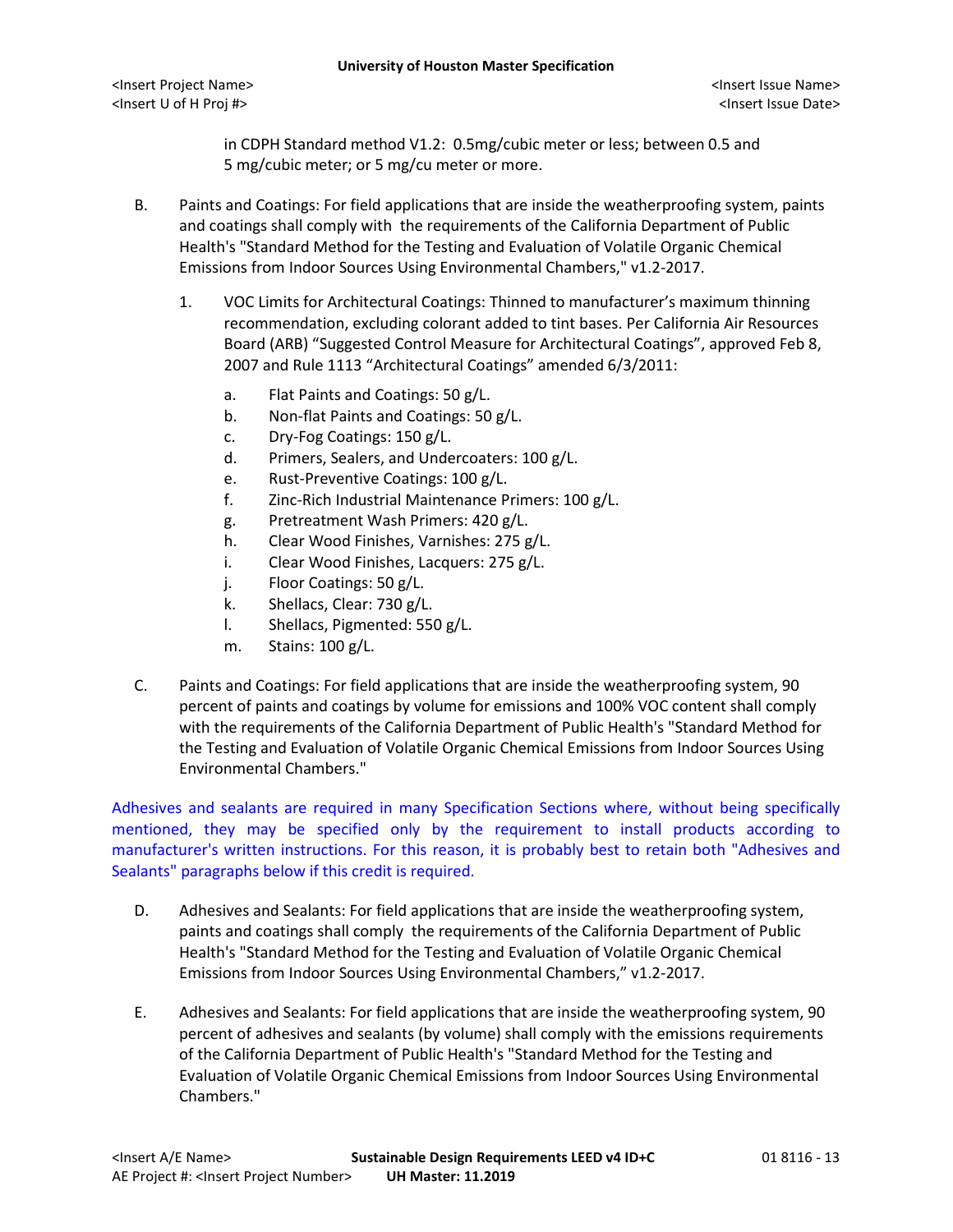in CDPH Standard method V1.2: 0.5mg/cubic meter or less; between 0.5 and 5 mg/cubic meter; or 5 mg/cu meter or more.

B. Paints and Coatings: For field applications that are inside the weatherproofing system, paints and coatings shall comply with the requirements of the California Department of Public Health's "Standard Method for the Testing and Evaluation of Volatile Organic Chemical Emissions from Indoor Sources Using Environmental Chambers," v1.2-2017.

   1. VOC Limits for Architectural Coatings: Thinned to manufacturer's maximum thinning recommendation, excluding colorant added to tint bases. Per California Air Resources Board (ARB) "Suggested Control Measure for Architectural Coatings", approved Feb 8, 2007 and Rule 1113 "Architectural Coatings" amended 6/3/2011:

      a. Flat Paints and Coatings: 50 g/L.
      b. Non-flat Paints and Coatings: 50 g/L.
      c. Dry-Fog Coatings: 150 g/L.
      d. Primers, Sealers, and Undercoaters: 100 g/L.
      e. Rust-Preventive Coatings: 100 g/L.
      f. Zinc-Rich Industrial Maintenance Primers: 100 g/L.
      g. Pretreatment Wash Primers: 420 g/L.
      h. Clear Wood Finishes, Varnishes: 275 g/L.
      i. Clear Wood Finishes, Lacquers: 275 g/L.
      j. Floor Coatings: 50 g/L.
      k. Shellacs, Clear: 730 g/L.
      l. Shellacs, Pigmented: 550 g/L.
      m. Stains: 100 g/L.

C. Paints and Coatings: For field applications that are inside the weatherproofing system, 90 percent of paints and coatings by volume for emissions and 100% VOC content shall comply with the requirements of the California Department of Public Health's "Standard Method for the Testing and Evaluation of Volatile Organic Chemical Emissions from Indoor Sources Using Environmental Chambers."

Adhesives and sealants are required in many Specification Sections where, without being specifically mentioned, they may be specified only by the requirement to install products according to manufacturer's written instructions. For this reason, it is probably best to retain both "Adhesives and Sealants" paragraphs below if this credit is required.

D. Adhesives and Sealants: For field applications that are inside the weatherproofing system, paints and coatings shall comply the requirements of the California Department of Public Health's "Standard Method for the Testing and Evaluation of Volatile Organic Chemical Emissions from Indoor Sources Using Environmental Chambers," v1.2-2017.

E. Adhesives and Sealants: For field applications that are inside the weatherproofing system, 90 percent of adhesives and sealants (by volume) shall comply with the emissions requirements of the California Department of Public Health's "Standard Method for the Testing and Evaluation of Volatile Organic Chemical Emissions from Indoor Sources Using Environmental Chambers."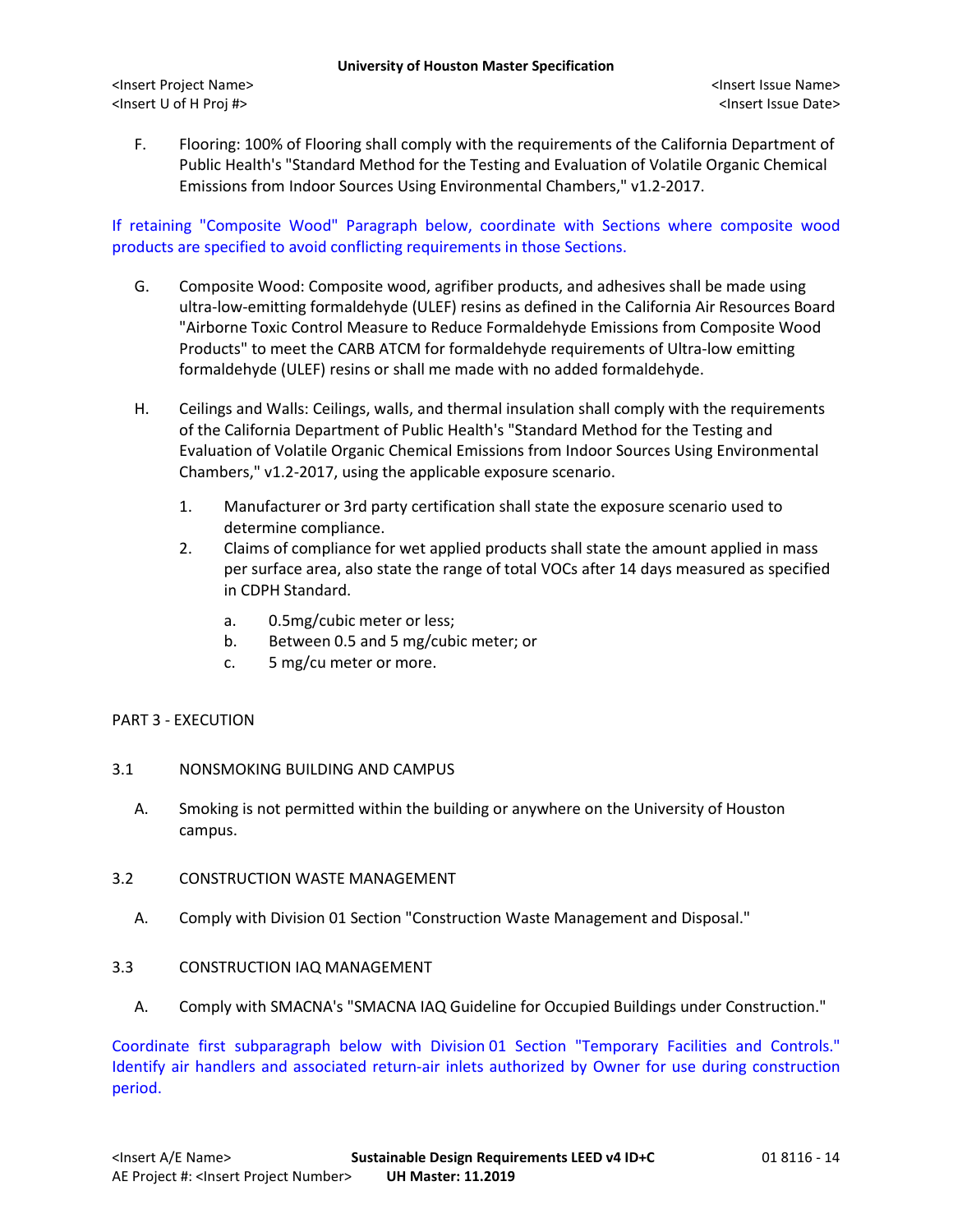F. Flooring: 100% of Flooring shall comply with the requirements of the California Department of Public Health's "Standard Method for the Testing and Evaluation of Volatile Organic Chemical Emissions from Indoor Sources Using Environmental Chambers," v1.2-2017.

If retaining "Composite Wood" Paragraph below, coordinate with Sections where composite wood products are specified to avoid conflicting requirements in those Sections.

G. Composite Wood: Composite wood, agrifiber products, and adhesives shall be made using ultra-low-emitting formaldehyde (ULEF) resins as defined in the California Air Resources Board "Airborne Toxic Control Measure to Reduce Formaldehyde Emissions from Composite Wood Products" to meet the CARB ATCM for formaldehyde requirements of Ultra-low emitting formaldehyde (ULEF) resins or shall me made with no added formaldehyde.

H. Ceilings and Walls: Ceilings, walls, and thermal insulation shall comply with the requirements of the California Department of Public Health's "Standard Method for the Testing and Evaluation of Volatile Organic Chemical Emissions from Indoor Sources Using Environmental Chambers," v1.2-2017, using the applicable exposure scenario.

1. Manufacturer or 3rd party certification shall state the exposure scenario used to determine compliance.
2. Claims of compliance for wet applied products shall state the amount applied in mass per surface area, also state the range of total VOCs after 14 days measured as specified in CDPH Standard.
    a. 0.5mg/cubic meter or less;
    b. Between 0.5 and 5 mg/cubic meter; or
    c. 5 mg/cu meter or more.

## PART 3 - EXECUTION

### 3.1 NONSMOKING BUILDING AND CAMPUS

A. Smoking is not permitted within the building or anywhere on the University of Houston campus.

### 3.2 CONSTRUCTION WASTE MANAGEMENT

A. Comply with Division 01 Section "Construction Waste Management and Disposal."

### 3.3 CONSTRUCTION IAQ MANAGEMENT

A. Comply with SMACNA's "SMACNA IAQ Guideline for Occupied Buildings under Construction."

Coordinate first subparagraph below with Division 01 Section "Temporary Facilities and Controls." Identify air handlers and associated return-air inlets authorized by Owner for use during construction period.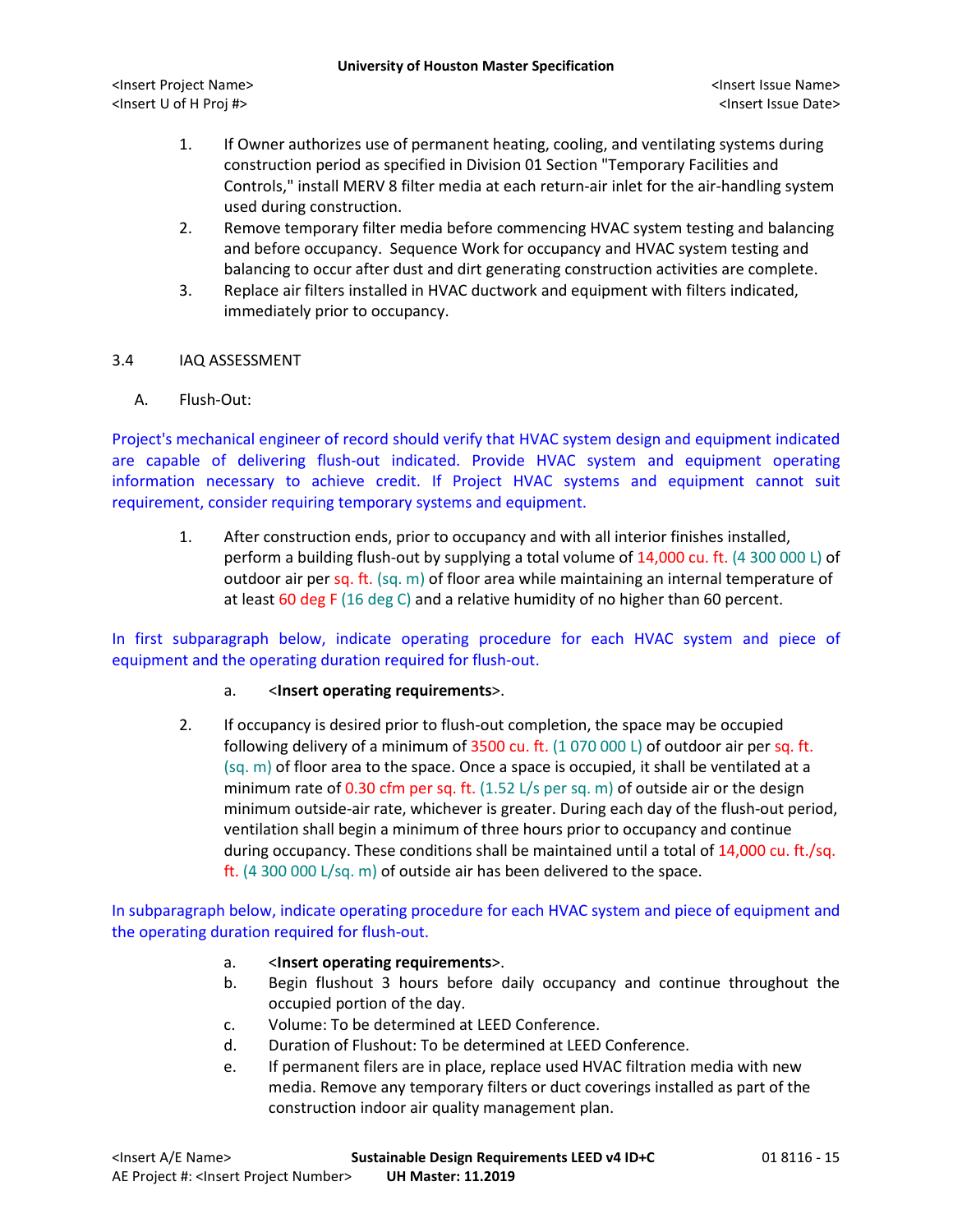1. If Owner authorizes use of permanent heating, cooling, and ventilating systems during construction period as specified in Division 01 Section "Temporary Facilities and Controls," install MERV 8 filter media at each return-air inlet for the air-handling system used during construction.
2. Remove temporary filter media before commencing HVAC system testing and balancing and before occupancy. Sequence Work for occupancy and HVAC system testing and balancing to occur after dust and dirt generating construction activities are complete.
3. Replace air filters installed in HVAC ductwork and equipment with filters indicated, immediately prior to occupancy.

3.4 IAQ ASSESSMENT

A. Flush-Out:

Project's mechanical engineer of record should verify that HVAC system design and equipment indicated are capable of delivering flush-out indicated. Provide HVAC system and equipment operating information necessary to achieve credit. If Project HVAC systems and equipment cannot suit requirement, consider requiring temporary systems and equipment.

1. After construction ends, prior to occupancy and with all interior finishes installed, perform a building flush-out by supplying a total volume of 14,000 cu. ft. (4 300 000 L) of outdoor air per sq. ft. (sq. m) of floor area while maintaining an internal temperature of at least 60 deg F (16 deg C) and a relative humidity of no higher than 60 percent.

In first subparagraph below, indicate operating procedure for each HVAC system and piece of equipment and the operating duration required for flush-out.

   a. <**Insert operating requirements**>.

2. If occupancy is desired prior to flush-out completion, the space may be occupied following delivery of a minimum of 3500 cu. ft. (1 070 000 L) of outdoor air per sq. ft. (sq. m) of floor area to the space. Once a space is occupied, it shall be ventilated at a minimum rate of 0.30 cfm per sq. ft. (1.52 L/s per sq. m) of outside air or the design minimum outside-air rate, whichever is greater. During each day of the flush-out period, ventilation shall begin a minimum of three hours prior to occupancy and continue during occupancy. These conditions shall be maintained until a total of 14,000 cu. ft./sq. ft. (4 300 000 L/sq. m) of outside air has been delivered to the space.

In subparagraph below, indicate operating procedure for each HVAC system and piece of equipment and the operating duration required for flush-out.

   a. <**Insert operating requirements**>.
   b. Begin flushout 3 hours before daily occupancy and continue throughout the occupied portion of the day.
   c. Volume: To be determined at LEED Conference.
   d. Duration of Flushout: To be determined at LEED Conference.
   e. If permanent filers are in place, replace used HVAC filtration media with new media. Remove any temporary filters or duct coverings installed as part of the construction indoor air quality management plan.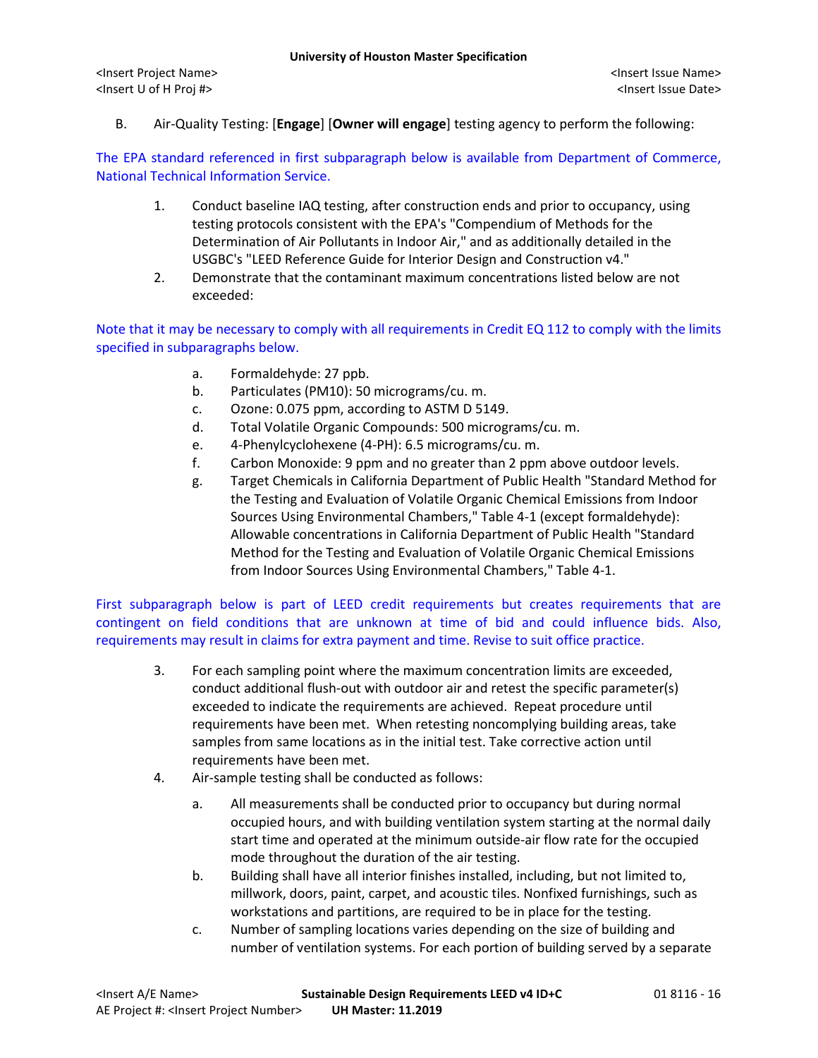B. Air-Quality Testing: [**Engage**] [**Owner will engage**] testing agency to perform the following:

The EPA standard referenced in first subparagraph below is available from Department of Commerce, National Technical Information Service.

1. Conduct baseline IAQ testing, after construction ends and prior to occupancy, using testing protocols consistent with the EPA's "Compendium of Methods for the Determination of Air Pollutants in Indoor Air," and as additionally detailed in the USGBC's "LEED Reference Guide for Interior Design and Construction v4."
2. Demonstrate that the contaminant maximum concentrations listed below are not exceeded:

Note that it may be necessary to comply with all requirements in Credit EQ 112 to comply with the limits specified in subparagraphs below.

   a. Formaldehyde: 27 ppb.
   b. Particulates (PM10): 50 micrograms/cu. m.
   c. Ozone: 0.075 ppm, according to ASTM D 5149.
   d. Total Volatile Organic Compounds: 500 micrograms/cu. m.
   e. 4-Phenylcyclohexene (4-PH): 6.5 micrograms/cu. m.
   f. Carbon Monoxide: 9 ppm and no greater than 2 ppm above outdoor levels.
   g. Target Chemicals in California Department of Public Health "Standard Method for the Testing and Evaluation of Volatile Organic Chemical Emissions from Indoor Sources Using Environmental Chambers," Table 4-1 (except formaldehyde): Allowable concentrations in California Department of Public Health "Standard Method for the Testing and Evaluation of Volatile Organic Chemical Emissions from Indoor Sources Using Environmental Chambers," Table 4-1.

First subparagraph below is part of LEED credit requirements but creates requirements that are contingent on field conditions that are unknown at time of bid and could influence bids. Also, requirements may result in claims for extra payment and time. Revise to suit office practice.

3. For each sampling point where the maximum concentration limits are exceeded, conduct additional flush-out with outdoor air and retest the specific parameter(s) exceeded to indicate the requirements are achieved. Repeat procedure until requirements have been met. When retesting noncomplying building areas, take samples from same locations as in the initial test. Take corrective action until requirements have been met.
4. Air-sample testing shall be conducted as follows:

   a. All measurements shall be conducted prior to occupancy but during normal occupied hours, and with building ventilation system starting at the normal daily start time and operated at the minimum outside-air flow rate for the occupied mode throughout the duration of the air testing.
   b. Building shall have all interior finishes installed, including, but not limited to, millwork, doors, paint, carpet, and acoustic tiles. Nonfixed furnishings, such as workstations and partitions, are required to be in place for the testing.
   c. Number of sampling locations varies depending on the size of building and number of ventilation systems. For each portion of building served by a separate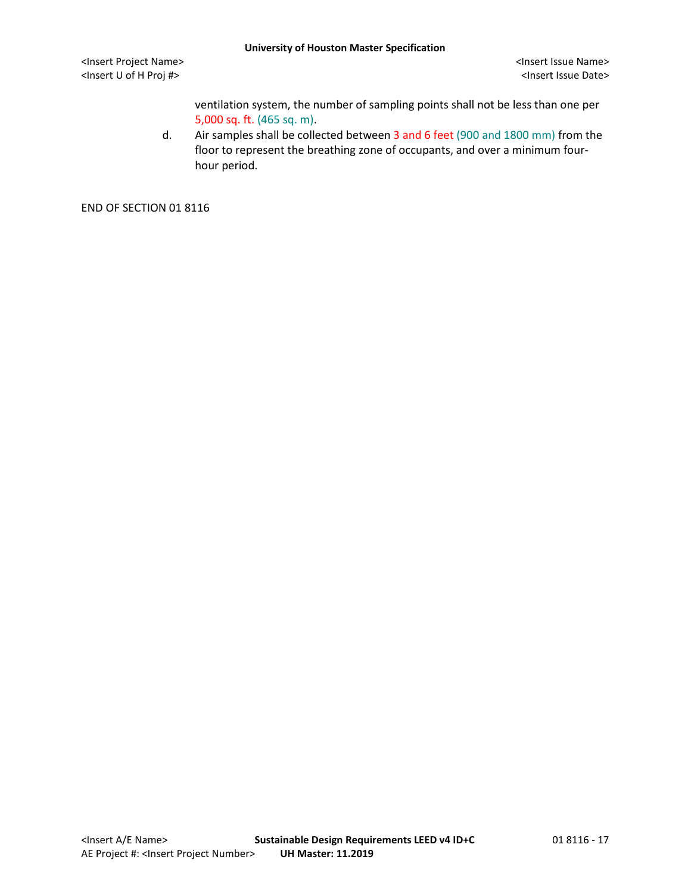ventilation system, the number of sampling points shall not be less than one per 5,000 sq. ft. (465 sq. m).

d. Air samples shall be collected between 3 and 6 feet (900 and 1800 mm) from the floor to represent the breathing zone of occupants, and over a minimum four-hour period.

END OF SECTION 01 8116